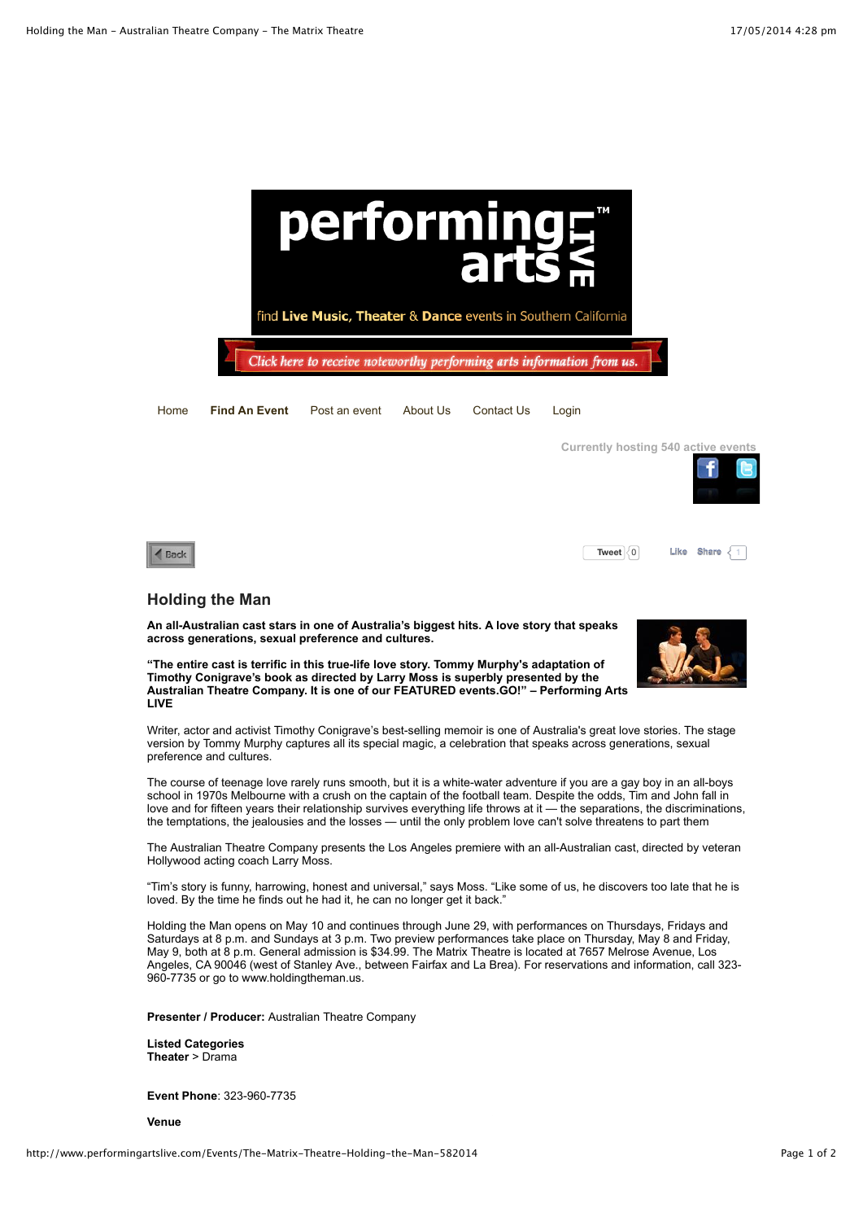find **Live Music, Theater** & **Dance** events in Southern California

Click here to receive noteworthy performing arts information from us.

Home | **Find An Event** | Post an event | About Us | Contact Us | Login

Currently hosting 540 active events

Back

Tweet 0 Like Share 1

## Holding the Man

**An all-Australian cast stars in one of Australia's biggest hits. A love story that speaks across generations, sexual preference and cultures.**

**"The entire cast is terrific in this true-life love story. Tommy Murphy's adaptation of Timothy Conigrave's book as directed by Larry Moss is superbly presented by the Australian Theatre Company. It is one of our FEATURED events.GO!" – Performing Arts LIVE**

Writer, actor and activist Timothy Conigrave's best-selling memoir is one of Australia's great love stories. The stage version by Tommy Murphy captures all its special magic, a celebration that speaks across generations, sexual preference and cultures.

The course of teenage love rarely runs smooth, but it is a white-water adventure if you are a gay boy in an all-boys school in 1970s Melbourne with a crush on the captain of the football team. Despite the odds, Tim and John fall in love and for fifteen years their relationship survives everything life throws at it — the separations, the discriminations, the temptations, the jealousies and the losses — until the only problem love can't solve threatens to part them

The Australian Theatre Company presents the Los Angeles premiere with an all-Australian cast, directed by veteran Hollywood acting coach Larry Moss.

"Tim's story is funny, harrowing, honest and universal," says Moss. "Like some of us, he discovers too late that he is loved. By the time he finds out he had it, he can no longer get it back."

Holding the Man opens on May 10 and continues through June 29, with performances on Thursdays, Fridays and Saturdays at 8 p.m. and Sundays at 3 p.m. Two preview performances take place on Thursday, May 8 and Friday, May 9, both at 8 p.m. General admission is $34.99. The Matrix Theatre is located at 7657 Melrose Avenue, Los Angeles, CA 90046 (west of Stanley Ave., between Fairfax and La Brea). For reservations and information, call 323-960-7735 or go to www.holdingtheman.us.

**Presenter / Producer:** Australian Theatre Company

**Listed Categories**
**Theater** > Drama

**Event Phone**: 323-960-7735

**Venue**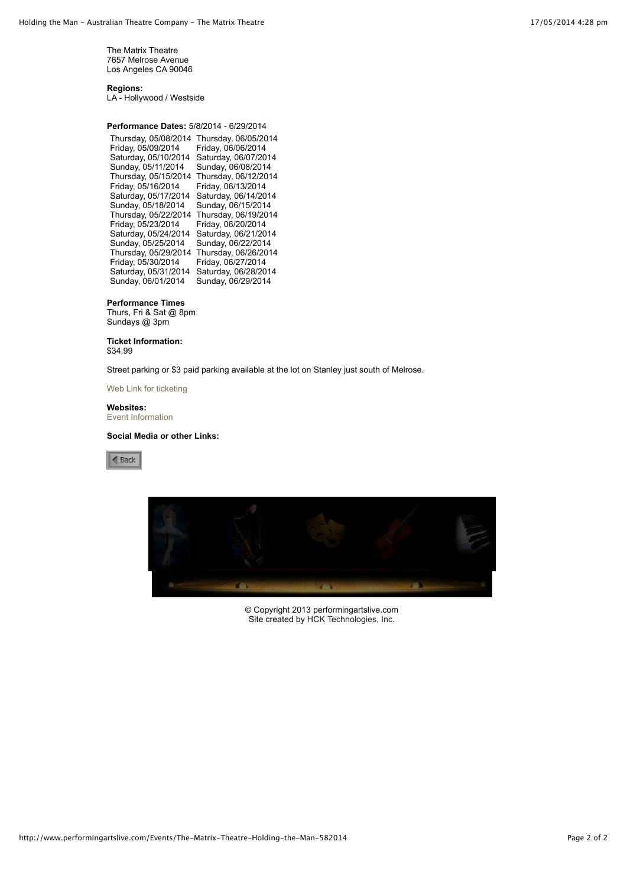The Matrix Theatre
7657 Melrose Avenue
Los Angeles CA 90046

**Regions:**
LA - Hollywood / Westside

**Performance Dates:** 5/8/2014 - 6/29/2014

| | |
|---|---|
| Thursday, 05/08/2014 | Thursday, 06/05/2014 |
| Friday, 05/09/2014 | Friday, 06/06/2014 |
| Saturday, 05/10/2014 | Saturday, 06/07/2014 |
| Sunday, 05/11/2014 | Sunday, 06/08/2014 |
| Thursday, 05/15/2014 | Thursday, 06/12/2014 |
| Friday, 05/16/2014 | Friday, 06/13/2014 |
| Saturday, 05/17/2014 | Saturday, 06/14/2014 |
| Sunday, 05/18/2014 | Sunday, 06/15/2014 |
| Thursday, 05/22/2014 | Thursday, 06/19/2014 |
| Friday, 05/23/2014 | Friday, 06/20/2014 |
| Saturday, 05/24/2014 | Saturday, 06/21/2014 |
| Sunday, 05/25/2014 | Sunday, 06/22/2014 |
| Thursday, 05/29/2014 | Thursday, 06/26/2014 |
| Friday, 05/30/2014 | Friday, 06/27/2014 |
| Saturday, 05/31/2014 | Saturday, 06/28/2014 |
| Sunday, 06/01/2014 | Sunday, 06/29/2014 |

**Performance Times**
Thurs, Fri & Sat @ 8pm
Sundays @ 3pm

**Ticket Information:**
$34.99

Street parking or $3 paid parking available at the lot on Stanley just south of Melrose.

Web Link for ticketing

**Websites:**
Event Information

**Social Media or other Links:**

Back

© Copyright 2013 performingartslive.com
Site created by HCK Technologies, Inc.